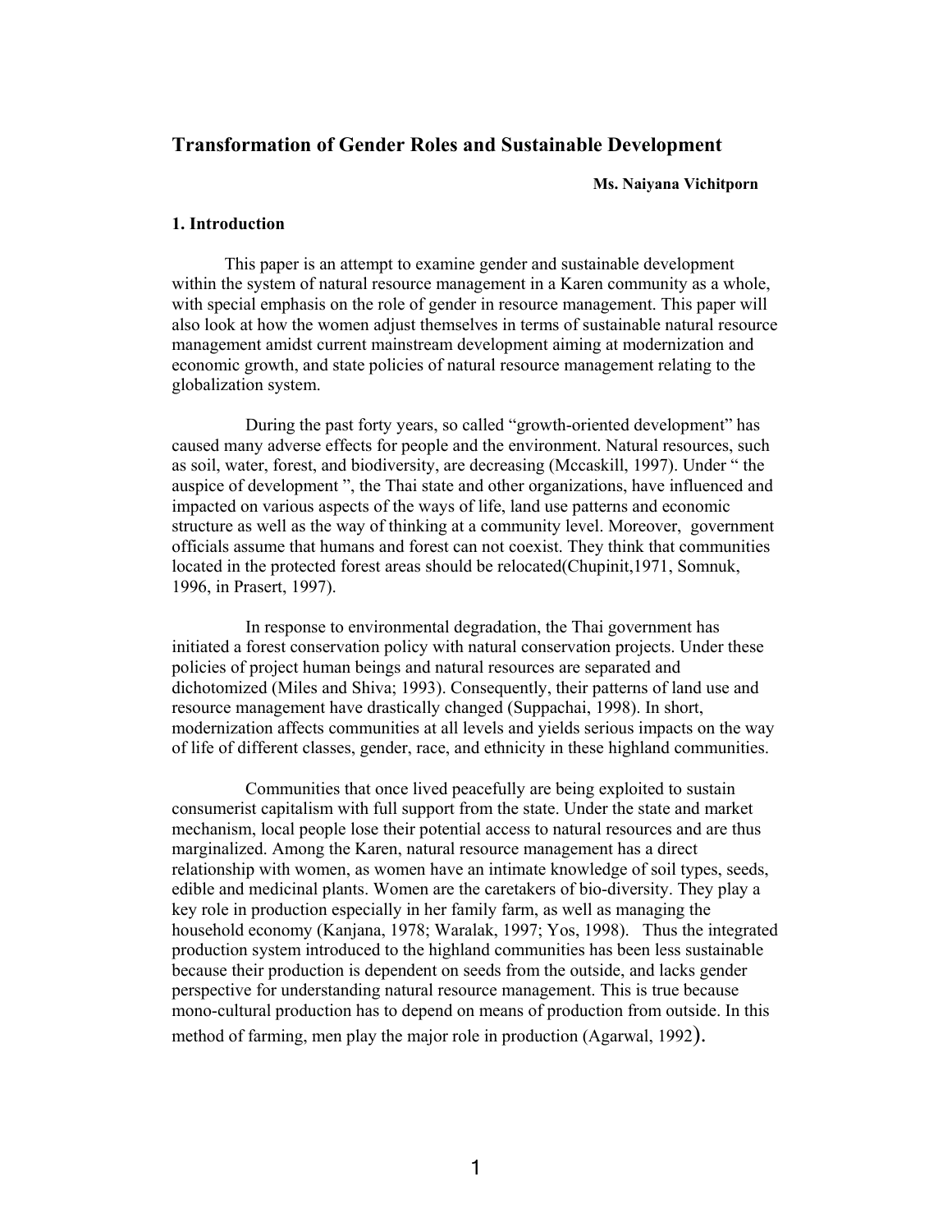# Transformation of Gender Roles and Sustainable Development

**Ms. Naiyana Vichitporn**

## 1. Introduction

This paper is an attempt to examine gender and sustainable development within the system of natural resource management in a Karen community as a whole, with special emphasis on the role of gender in resource management. This paper will also look at how the women adjust themselves in terms of sustainable natural resource management amidst current mainstream development aiming at modernization and economic growth, and state policies of natural resource management relating to the globalization system.

During the past forty years, so called "growth-oriented development" has caused many adverse effects for people and the environment. Natural resources, such as soil, water, forest, and biodiversity, are decreasing (Mccaskill, 1997). Under " the auspice of development ", the Thai state and other organizations, have influenced and impacted on various aspects of the ways of life, land use patterns and economic structure as well as the way of thinking at a community level. Moreover, government officials assume that humans and forest can not coexist. They think that communities located in the protected forest areas should be relocated(Chupinit,1971, Somnuk, 1996, in Prasert, 1997).

In response to environmental degradation, the Thai government has initiated a forest conservation policy with natural conservation projects. Under these policies of project human beings and natural resources are separated and dichotomized (Miles and Shiva; 1993). Consequently, their patterns of land use and resource management have drastically changed (Suppachai, 1998). In short, modernization affects communities at all levels and yields serious impacts on the way of life of different classes, gender, race, and ethnicity in these highland communities.

Communities that once lived peacefully are being exploited to sustain consumerist capitalism with full support from the state. Under the state and market mechanism, local people lose their potential access to natural resources and are thus marginalized. Among the Karen, natural resource management has a direct relationship with women, as women have an intimate knowledge of soil types, seeds, edible and medicinal plants. Women are the caretakers of bio-diversity. They play a key role in production especially in her family farm, as well as managing the household economy (Kanjana, 1978; Waralak, 1997; Yos, 1998). Thus the integrated production system introduced to the highland communities has been less sustainable because their production is dependent on seeds from the outside, and lacks gender perspective for understanding natural resource management. This is true because mono-cultural production has to depend on means of production from outside. In this method of farming, men play the major role in production (Agarwal, 1992).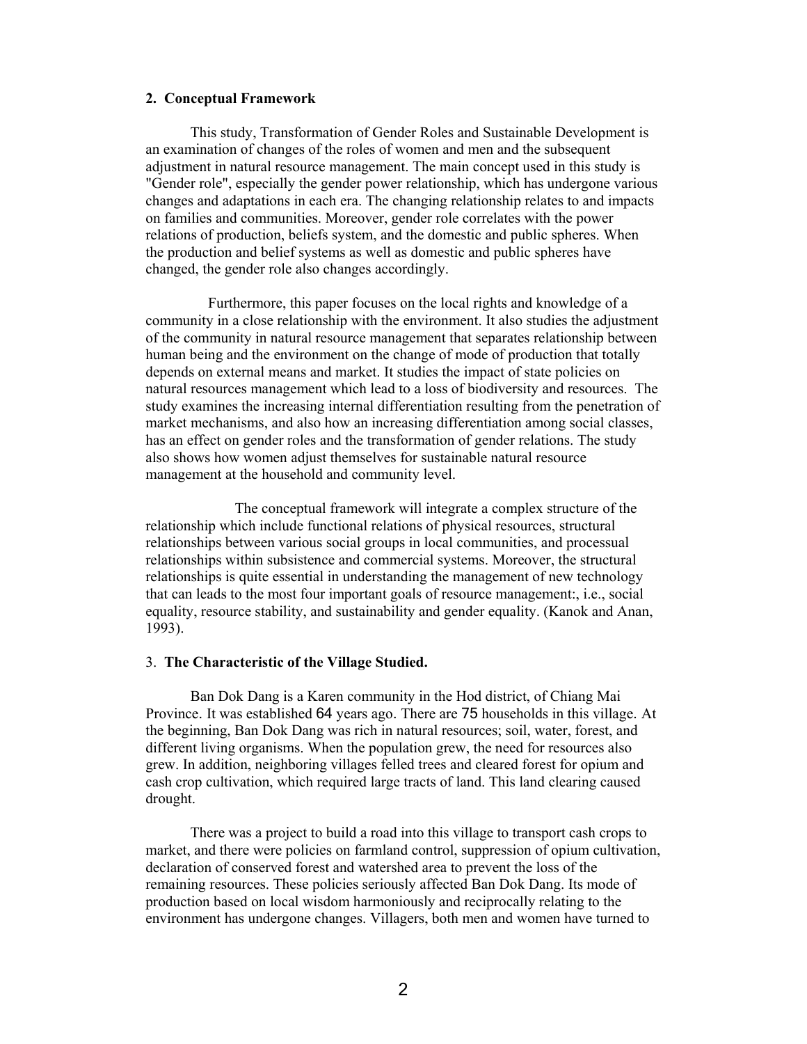## 2. Conceptual Framework

This study, Transformation of Gender Roles and Sustainable Development is an examination of changes of the roles of women and men and the subsequent adjustment in natural resource management. The main concept used in this study is "Gender role", especially the gender power relationship, which has undergone various changes and adaptations in each era. The changing relationship relates to and impacts on families and communities. Moreover, gender role correlates with the power relations of production, beliefs system, and the domestic and public spheres. When the production and belief systems as well as domestic and public spheres have changed, the gender role also changes accordingly.

Furthermore, this paper focuses on the local rights and knowledge of a community in a close relationship with the environment. It also studies the adjustment of the community in natural resource management that separates relationship between human being and the environment on the change of mode of production that totally depends on external means and market. It studies the impact of state policies on natural resources management which lead to a loss of biodiversity and resources. The study examines the increasing internal differentiation resulting from the penetration of market mechanisms, and also how an increasing differentiation among social classes, has an effect on gender roles and the transformation of gender relations. The study also shows how women adjust themselves for sustainable natural resource management at the household and community level.

The conceptual framework will integrate a complex structure of the relationship which include functional relations of physical resources, structural relationships between various social groups in local communities, and processual relationships within subsistence and commercial systems. Moreover, the structural relationships is quite essential in understanding the management of new technology that can leads to the most four important goals of resource management:, i.e., social equality, resource stability, and sustainability and gender equality. (Kanok and Anan, 1993).

## 3. The Characteristic of the Village Studied.

Ban Dok Dang is a Karen community in the Hod district, of Chiang Mai Province. It was established 64 years ago. There are 75 households in this village. At the beginning, Ban Dok Dang was rich in natural resources; soil, water, forest, and different living organisms. When the population grew, the need for resources also grew. In addition, neighboring villages felled trees and cleared forest for opium and cash crop cultivation, which required large tracts of land. This land clearing caused drought.

There was a project to build a road into this village to transport cash crops to market, and there were policies on farmland control, suppression of opium cultivation, declaration of conserved forest and watershed area to prevent the loss of the remaining resources. These policies seriously affected Ban Dok Dang. Its mode of production based on local wisdom harmoniously and reciprocally relating to the environment has undergone changes. Villagers, both men and women have turned to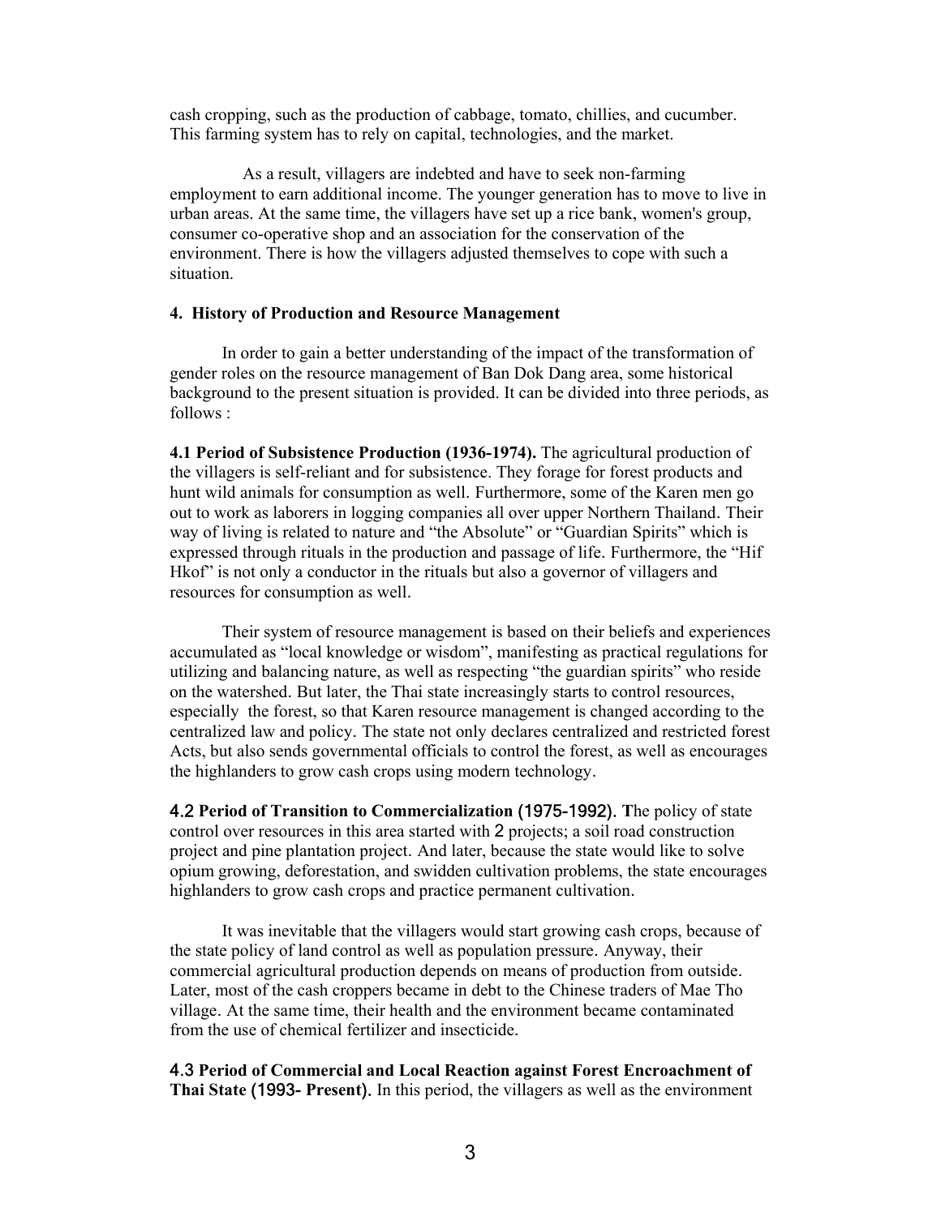cash cropping, such as the production of cabbage, tomato, chillies, and cucumber. This farming system has to rely on capital, technologies, and the market.

As a result, villagers are indebted and have to seek non-farming employment to earn additional income. The younger generation has to move to live in urban areas. At the same time, the villagers have set up a rice bank, women's group, consumer co-operative shop and an association for the conservation of the environment. There is how the villagers adjusted themselves to cope with such a situation.

### 4. History of Production and Resource Management

In order to gain a better understanding of the impact of the transformation of gender roles on the resource management of Ban Dok Dang area, some historical background to the present situation is provided. It can be divided into three periods, as follows :

**4.1 Period of Subsistence Production (1936-1974).** The agricultural production of the villagers is self-reliant and for subsistence. They forage for forest products and hunt wild animals for consumption as well. Furthermore, some of the Karen men go out to work as laborers in logging companies all over upper Northern Thailand. Their way of living is related to nature and "the Absolute" or "Guardian Spirits" which is expressed through rituals in the production and passage of life. Furthermore, the "Hif Hkof" is not only a conductor in the rituals but also a governor of villagers and resources for consumption as well.

Their system of resource management is based on their beliefs and experiences accumulated as "local knowledge or wisdom", manifesting as practical regulations for utilizing and balancing nature, as well as respecting "the guardian spirits" who reside on the watershed. But later, the Thai state increasingly starts to control resources, especially the forest, so that Karen resource management is changed according to the centralized law and policy. The state not only declares centralized and restricted forest Acts, but also sends governmental officials to control the forest, as well as encourages the highlanders to grow cash crops using modern technology.

**4.2 Period of Transition to Commercialization (1975-1992). T**he policy of state control over resources in this area started with 2 projects; a soil road construction project and pine plantation project. And later, because the state would like to solve opium growing, deforestation, and swidden cultivation problems, the state encourages highlanders to grow cash crops and practice permanent cultivation.

It was inevitable that the villagers would start growing cash crops, because of the state policy of land control as well as population pressure. Anyway, their commercial agricultural production depends on means of production from outside. Later, most of the cash croppers became in debt to the Chinese traders of Mae Tho village. At the same time, their health and the environment became contaminated from the use of chemical fertilizer and insecticide.

**4.3 Period of Commercial and Local Reaction against Forest Encroachment of Thai State (1993- Present).** In this period, the villagers as well as the environment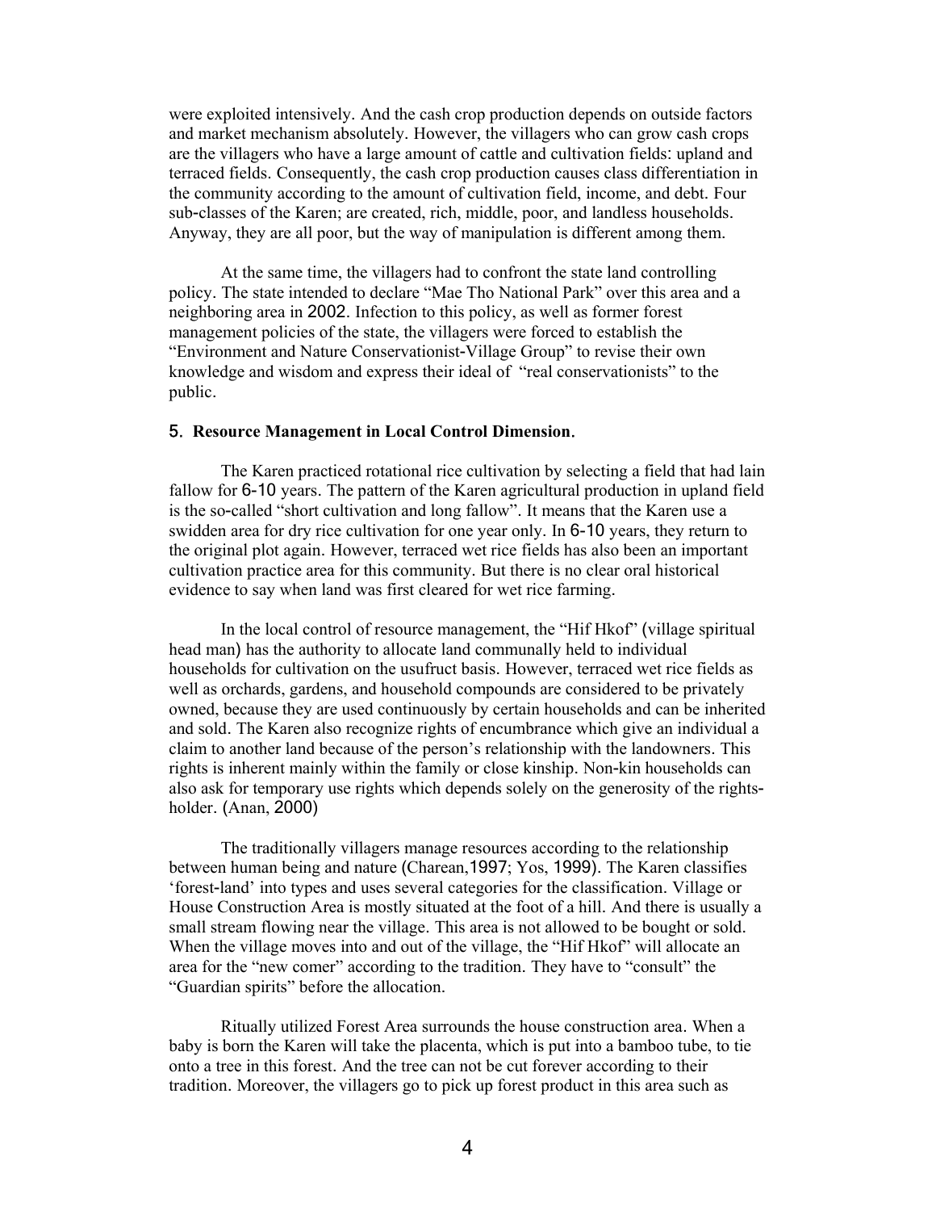were exploited intensively. And the cash crop production depends on outside factors and market mechanism absolutely. However, the villagers who can grow cash crops are the villagers who have a large amount of cattle and cultivation fields: upland and terraced fields. Consequently, the cash crop production causes class differentiation in the community according to the amount of cultivation field, income, and debt. Four sub-classes of the Karen; are created, rich, middle, poor, and landless households. Anyway, they are all poor, but the way of manipulation is different among them.

At the same time, the villagers had to confront the state land controlling policy. The state intended to declare "Mae Tho National Park" over this area and a neighboring area in 2002. Infection to this policy, as well as former forest management policies of the state, the villagers were forced to establish the "Environment and Nature Conservationist-Village Group" to revise their own knowledge and wisdom and express their ideal of "real conservationists" to the public.

### 5. Resource Management in Local Control Dimension.

The Karen practiced rotational rice cultivation by selecting a field that had lain fallow for 6-10 years. The pattern of the Karen agricultural production in upland field is the so-called "short cultivation and long fallow". It means that the Karen use a swidden area for dry rice cultivation for one year only. In 6-10 years, they return to the original plot again. However, terraced wet rice fields has also been an important cultivation practice area for this community. But there is no clear oral historical evidence to say when land was first cleared for wet rice farming.

In the local control of resource management, the "Hif Hkof" (village spiritual head man) has the authority to allocate land communally held to individual households for cultivation on the usufruct basis. However, terraced wet rice fields as well as orchards, gardens, and household compounds are considered to be privately owned, because they are used continuously by certain households and can be inherited and sold. The Karen also recognize rights of encumbrance which give an individual a claim to another land because of the person's relationship with the landowners. This rights is inherent mainly within the family or close kinship. Non-kin households can also ask for temporary use rights which depends solely on the generosity of the rights-holder. (Anan, 2000)

The traditionally villagers manage resources according to the relationship between human being and nature (Charean,1997; Yos, 1999). The Karen classifies 'forest-land' into types and uses several categories for the classification. Village or House Construction Area is mostly situated at the foot of a hill. And there is usually a small stream flowing near the village. This area is not allowed to be bought or sold. When the village moves into and out of the village, the "Hif Hkof" will allocate an area for the "new comer" according to the tradition. They have to "consult" the "Guardian spirits" before the allocation.

Ritually utilized Forest Area surrounds the house construction area. When a baby is born the Karen will take the placenta, which is put into a bamboo tube, to tie onto a tree in this forest. And the tree can not be cut forever according to their tradition. Moreover, the villagers go to pick up forest product in this area such as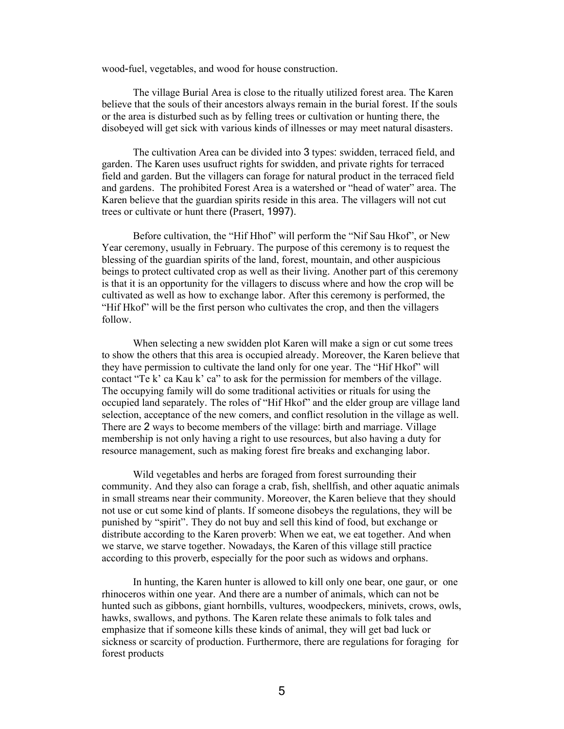wood-fuel, vegetables, and wood for house construction.

The village Burial Area is close to the ritually utilized forest area. The Karen believe that the souls of their ancestors always remain in the burial forest. If the souls or the area is disturbed such as by felling trees or cultivation or hunting there, the disobeyed will get sick with various kinds of illnesses or may meet natural disasters.

The cultivation Area can be divided into 3 types: swidden, terraced field, and garden. The Karen uses usufruct rights for swidden, and private rights for terraced field and garden. But the villagers can forage for natural product in the terraced field and gardens. The prohibited Forest Area is a watershed or "head of water" area. The Karen believe that the guardian spirits reside in this area. The villagers will not cut trees or cultivate or hunt there (Prasert, 1997).

Before cultivation, the "Hif Hhof" will perform the "Nif Sau Hkof", or New Year ceremony, usually in February. The purpose of this ceremony is to request the blessing of the guardian spirits of the land, forest, mountain, and other auspicious beings to protect cultivated crop as well as their living. Another part of this ceremony is that it is an opportunity for the villagers to discuss where and how the crop will be cultivated as well as how to exchange labor. After this ceremony is performed, the "Hif Hkof" will be the first person who cultivates the crop, and then the villagers follow.

When selecting a new swidden plot Karen will make a sign or cut some trees to show the others that this area is occupied already. Moreover, the Karen believe that they have permission to cultivate the land only for one year. The "Hif Hkof" will contact "Te k' ca Kau k' ca" to ask for the permission for members of the village. The occupying family will do some traditional activities or rituals for using the occupied land separately. The roles of "Hif Hkof" and the elder group are village land selection, acceptance of the new comers, and conflict resolution in the village as well. There are 2 ways to become members of the village: birth and marriage. Village membership is not only having a right to use resources, but also having a duty for resource management, such as making forest fire breaks and exchanging labor.

Wild vegetables and herbs are foraged from forest surrounding their community. And they also can forage a crab, fish, shellfish, and other aquatic animals in small streams near their community. Moreover, the Karen believe that they should not use or cut some kind of plants. If someone disobeys the regulations, they will be punished by "spirit". They do not buy and sell this kind of food, but exchange or distribute according to the Karen proverb: When we eat, we eat together. And when we starve, we starve together. Nowadays, the Karen of this village still practice according to this proverb, especially for the poor such as widows and orphans.

In hunting, the Karen hunter is allowed to kill only one bear, one gaur, or one rhinoceros within one year. And there are a number of animals, which can not be hunted such as gibbons, giant hornbills, vultures, woodpeckers, minivets, crows, owls, hawks, swallows, and pythons. The Karen relate these animals to folk tales and emphasize that if someone kills these kinds of animal, they will get bad luck or sickness or scarcity of production. Furthermore, there are regulations for foraging for forest products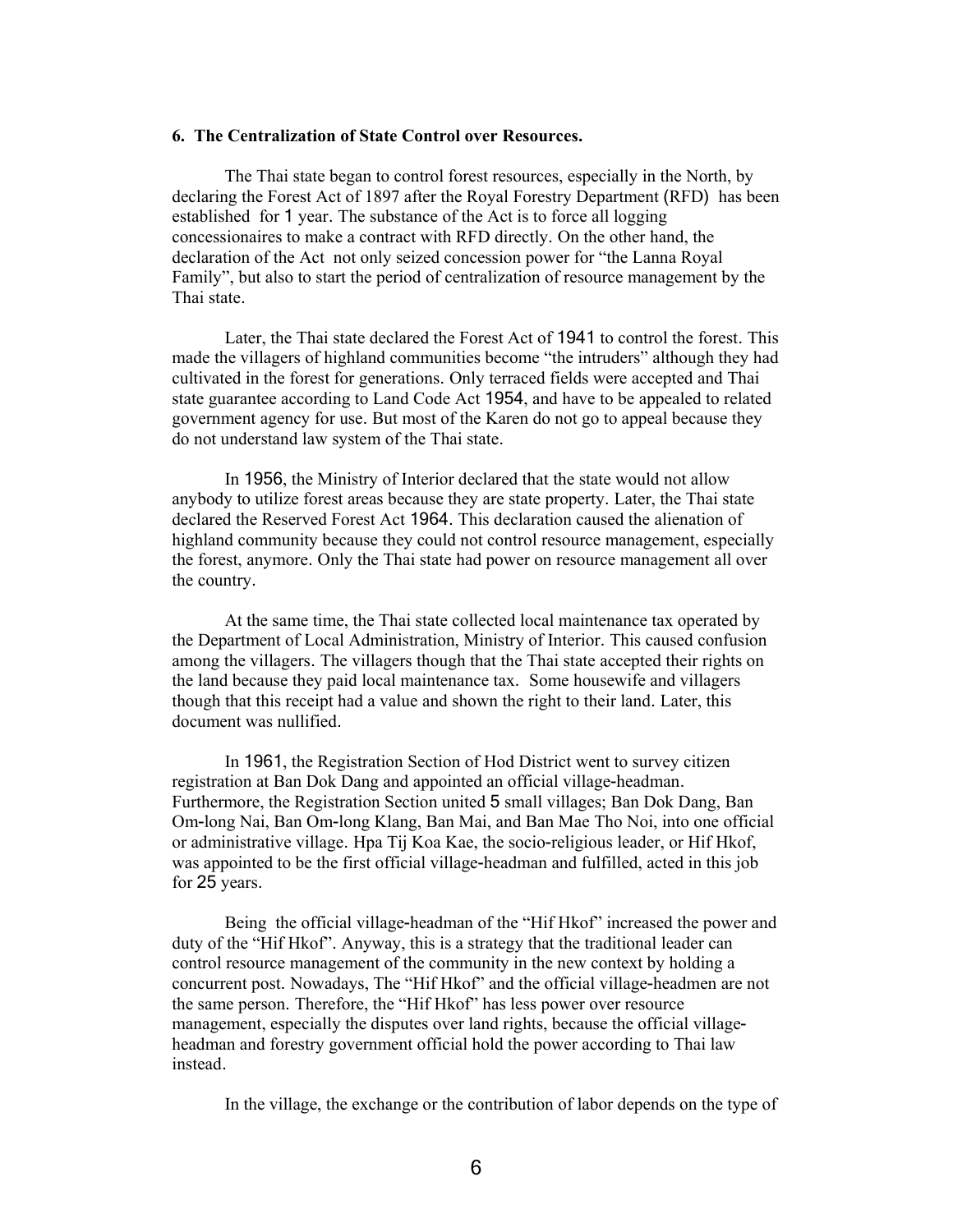**6. The Centralization of State Control over Resources.**

The Thai state began to control forest resources, especially in the North, by declaring the Forest Act of 1897 after the Royal Forestry Department (RFD) has been established for 1 year. The substance of the Act is to force all logging concessionaires to make a contract with RFD directly. On the other hand, the declaration of the Act not only seized concession power for "the Lanna Royal Family", but also to start the period of centralization of resource management by the Thai state.

Later, the Thai state declared the Forest Act of 1941 to control the forest. This made the villagers of highland communities become "the intruders" although they had cultivated in the forest for generations. Only terraced fields were accepted and Thai state guarantee according to Land Code Act 1954, and have to be appealed to related government agency for use. But most of the Karen do not go to appeal because they do not understand law system of the Thai state.

In 1956, the Ministry of Interior declared that the state would not allow anybody to utilize forest areas because they are state property. Later, the Thai state declared the Reserved Forest Act 1964. This declaration caused the alienation of highland community because they could not control resource management, especially the forest, anymore. Only the Thai state had power on resource management all over the country.

At the same time, the Thai state collected local maintenance tax operated by the Department of Local Administration, Ministry of Interior. This caused confusion among the villagers. The villagers though that the Thai state accepted their rights on the land because they paid local maintenance tax. Some housewife and villagers though that this receipt had a value and shown the right to their land. Later, this document was nullified.

In 1961, the Registration Section of Hod District went to survey citizen registration at Ban Dok Dang and appointed an official village-headman. Furthermore, the Registration Section united 5 small villages; Ban Dok Dang, Ban Om-long Nai, Ban Om-long Klang, Ban Mai, and Ban Mae Tho Noi, into one official or administrative village. Hpa Tij Koa Kae, the socio-religious leader, or Hif Hkof, was appointed to be the first official village-headman and fulfilled, acted in this job for 25 years.

Being the official village-headman of the "Hif Hkof" increased the power and duty of the "Hif Hkof". Anyway, this is a strategy that the traditional leader can control resource management of the community in the new context by holding a concurrent post. Nowadays, The "Hif Hkof" and the official village-headmen are not the same person. Therefore, the "Hif Hkof" has less power over resource management, especially the disputes over land rights, because the official village-headman and forestry government official hold the power according to Thai law instead.

In the village, the exchange or the contribution of labor depends on the type of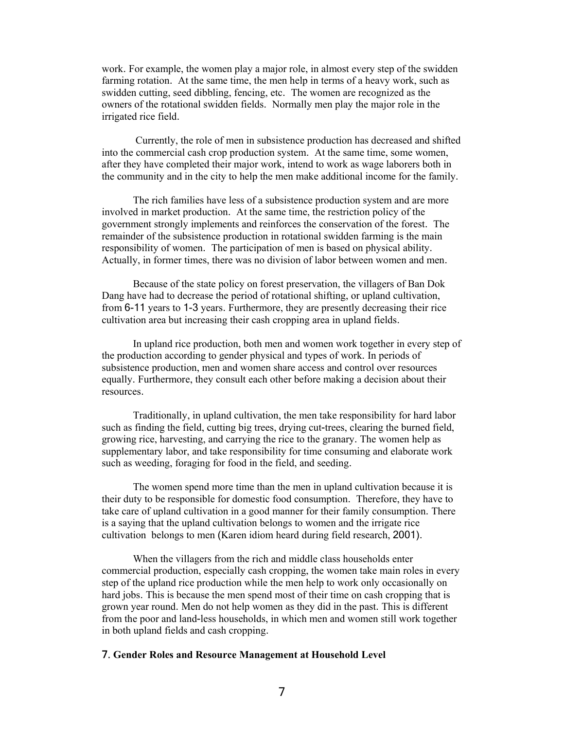work. For example, the women play a major role, in almost every step of the swidden farming rotation. At the same time, the men help in terms of a heavy work, such as swidden cutting, seed dibbling, fencing, etc. The women are recognized as the owners of the rotational swidden fields. Normally men play the major role in the irrigated rice field.

Currently, the role of men in subsistence production has decreased and shifted into the commercial cash crop production system. At the same time, some women, after they have completed their major work, intend to work as wage laborers both in the community and in the city to help the men make additional income for the family.

The rich families have less of a subsistence production system and are more involved in market production. At the same time, the restriction policy of the government strongly implements and reinforces the conservation of the forest. The remainder of the subsistence production in rotational swidden farming is the main responsibility of women. The participation of men is based on physical ability. Actually, in former times, there was no division of labor between women and men.

Because of the state policy on forest preservation, the villagers of Ban Dok Dang have had to decrease the period of rotational shifting, or upland cultivation, from 6-11 years to 1-3 years. Furthermore, they are presently decreasing their rice cultivation area but increasing their cash cropping area in upland fields.

In upland rice production, both men and women work together in every step of the production according to gender physical and types of work. In periods of subsistence production, men and women share access and control over resources equally. Furthermore, they consult each other before making a decision about their resources.

Traditionally, in upland cultivation, the men take responsibility for hard labor such as finding the field, cutting big trees, drying cut-trees, clearing the burned field, growing rice, harvesting, and carrying the rice to the granary. The women help as supplementary labor, and take responsibility for time consuming and elaborate work such as weeding, foraging for food in the field, and seeding.

The women spend more time than the men in upland cultivation because it is their duty to be responsible for domestic food consumption. Therefore, they have to take care of upland cultivation in a good manner for their family consumption. There is a saying that the upland cultivation belongs to women and the irrigate rice cultivation belongs to men (Karen idiom heard during field research, 2001).

When the villagers from the rich and middle class households enter commercial production, especially cash cropping, the women take main roles in every step of the upland rice production while the men help to work only occasionally on hard jobs. This is because the men spend most of their time on cash cropping that is grown year round. Men do not help women as they did in the past. This is different from the poor and land-less households, in which men and women still work together in both upland fields and cash cropping.

## 7. Gender Roles and Resource Management at Household Level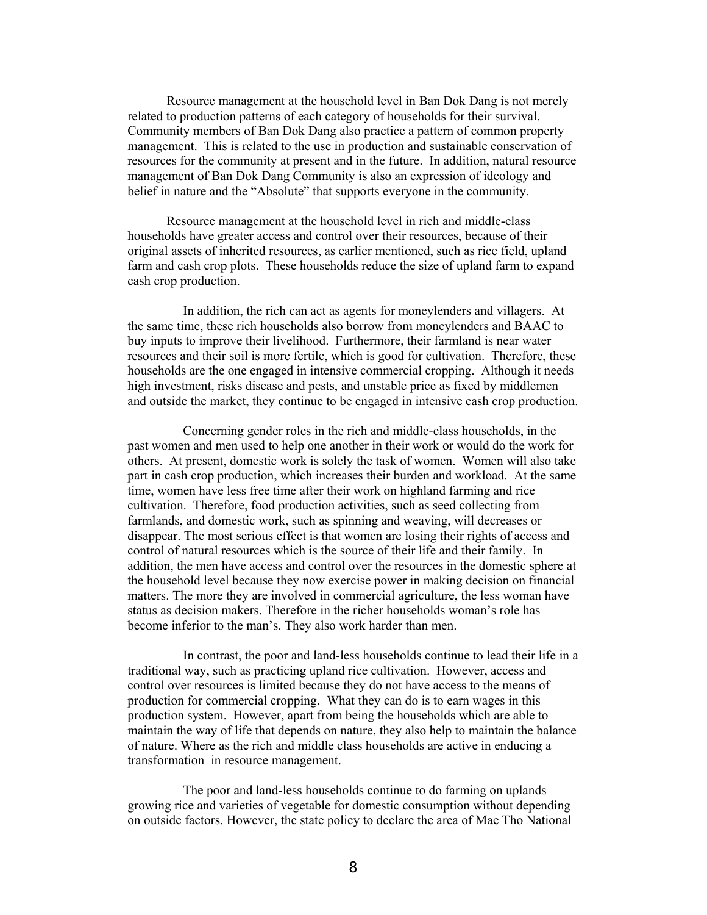Resource management at the household level in Ban Dok Dang is not merely related to production patterns of each category of households for their survival. Community members of Ban Dok Dang also practice a pattern of common property management. This is related to the use in production and sustainable conservation of resources for the community at present and in the future. In addition, natural resource management of Ban Dok Dang Community is also an expression of ideology and belief in nature and the "Absolute" that supports everyone in the community.

Resource management at the household level in rich and middle-class households have greater access and control over their resources, because of their original assets of inherited resources, as earlier mentioned, such as rice field, upland farm and cash crop plots. These households reduce the size of upland farm to expand cash crop production.

In addition, the rich can act as agents for moneylenders and villagers. At the same time, these rich households also borrow from moneylenders and BAAC to buy inputs to improve their livelihood. Furthermore, their farmland is near water resources and their soil is more fertile, which is good for cultivation. Therefore, these households are the one engaged in intensive commercial cropping. Although it needs high investment, risks disease and pests, and unstable price as fixed by middlemen and outside the market, they continue to be engaged in intensive cash crop production.

Concerning gender roles in the rich and middle-class households, in the past women and men used to help one another in their work or would do the work for others. At present, domestic work is solely the task of women. Women will also take part in cash crop production, which increases their burden and workload. At the same time, women have less free time after their work on highland farming and rice cultivation. Therefore, food production activities, such as seed collecting from farmlands, and domestic work, such as spinning and weaving, will decreases or disappear. The most serious effect is that women are losing their rights of access and control of natural resources which is the source of their life and their family. In addition, the men have access and control over the resources in the domestic sphere at the household level because they now exercise power in making decision on financial matters. The more they are involved in commercial agriculture, the less woman have status as decision makers. Therefore in the richer households woman's role has become inferior to the man's. They also work harder than men.

In contrast, the poor and land-less households continue to lead their life in a traditional way, such as practicing upland rice cultivation. However, access and control over resources is limited because they do not have access to the means of production for commercial cropping. What they can do is to earn wages in this production system. However, apart from being the households which are able to maintain the way of life that depends on nature, they also help to maintain the balance of nature. Where as the rich and middle class households are active in enducing a transformation in resource management.

The poor and land-less households continue to do farming on uplands growing rice and varieties of vegetable for domestic consumption without depending on outside factors. However, the state policy to declare the area of Mae Tho National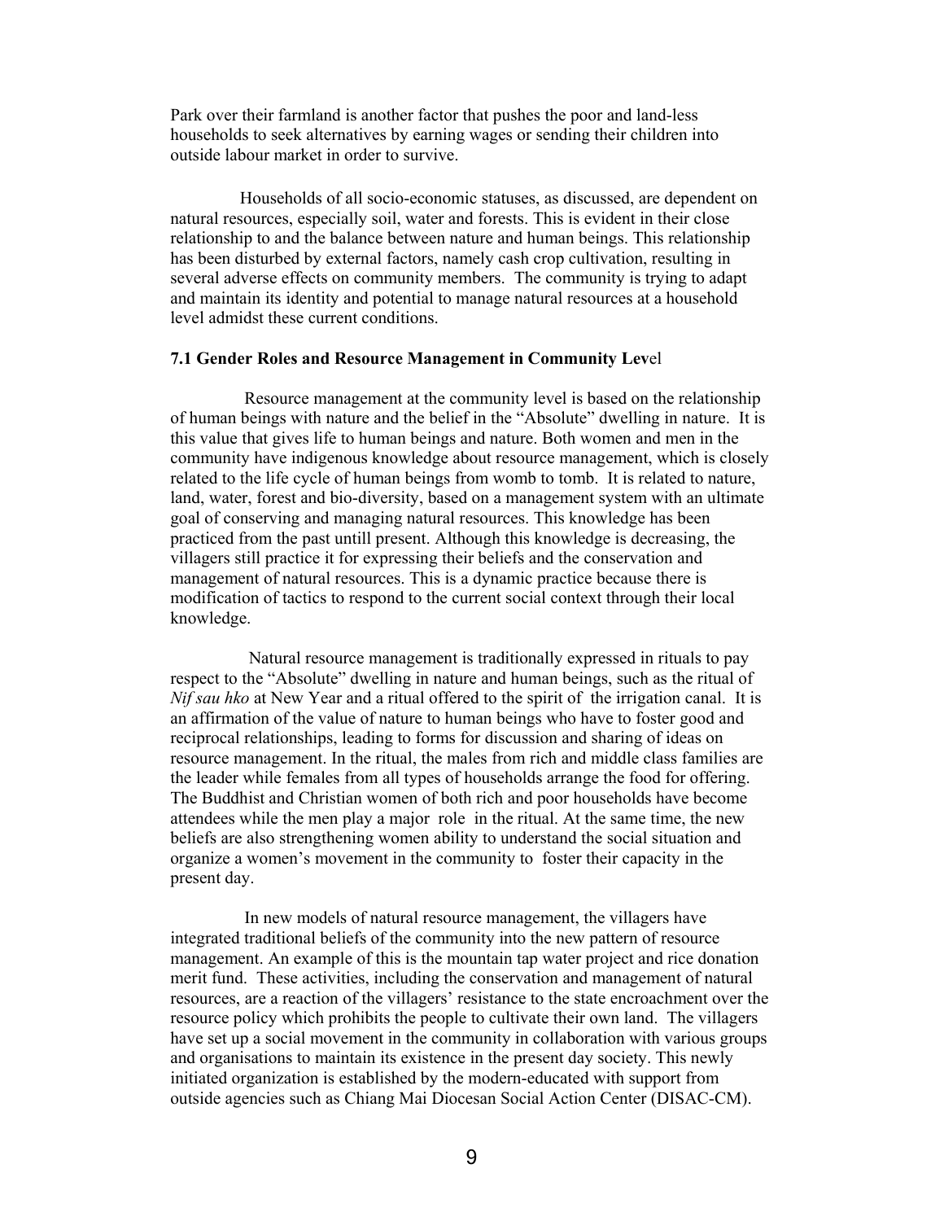Park over their farmland is another factor that pushes the poor and land-less households to seek alternatives by earning wages or sending their children into outside labour market in order to survive.

Households of all socio-economic statuses, as discussed, are dependent on natural resources, especially soil, water and forests. This is evident in their close relationship to and the balance between nature and human beings. This relationship has been disturbed by external factors, namely cash crop cultivation, resulting in several adverse effects on community members. The community is trying to adapt and maintain its identity and potential to manage natural resources at a household level admidst these current conditions.

### 7.1 Gender Roles and Resource Management in Community Level

Resource management at the community level is based on the relationship of human beings with nature and the belief in the "Absolute" dwelling in nature. It is this value that gives life to human beings and nature. Both women and men in the community have indigenous knowledge about resource management, which is closely related to the life cycle of human beings from womb to tomb. It is related to nature, land, water, forest and bio-diversity, based on a management system with an ultimate goal of conserving and managing natural resources. This knowledge has been practiced from the past untill present. Although this knowledge is decreasing, the villagers still practice it for expressing their beliefs and the conservation and management of natural resources. This is a dynamic practice because there is modification of tactics to respond to the current social context through their local knowledge.

Natural resource management is traditionally expressed in rituals to pay respect to the "Absolute" dwelling in nature and human beings, such as the ritual of *Nif sau hko* at New Year and a ritual offered to the spirit of the irrigation canal. It is an affirmation of the value of nature to human beings who have to foster good and reciprocal relationships, leading to forms for discussion and sharing of ideas on resource management. In the ritual, the males from rich and middle class families are the leader while females from all types of households arrange the food for offering. The Buddhist and Christian women of both rich and poor households have become attendees while the men play a major role in the ritual. At the same time, the new beliefs are also strengthening women ability to understand the social situation and organize a women's movement in the community to foster their capacity in the present day.

In new models of natural resource management, the villagers have integrated traditional beliefs of the community into the new pattern of resource management. An example of this is the mountain tap water project and rice donation merit fund. These activities, including the conservation and management of natural resources, are a reaction of the villagers' resistance to the state encroachment over the resource policy which prohibits the people to cultivate their own land. The villagers have set up a social movement in the community in collaboration with various groups and organisations to maintain its existence in the present day society. This newly initiated organization is established by the modern-educated with support from outside agencies such as Chiang Mai Diocesan Social Action Center (DISAC-CM).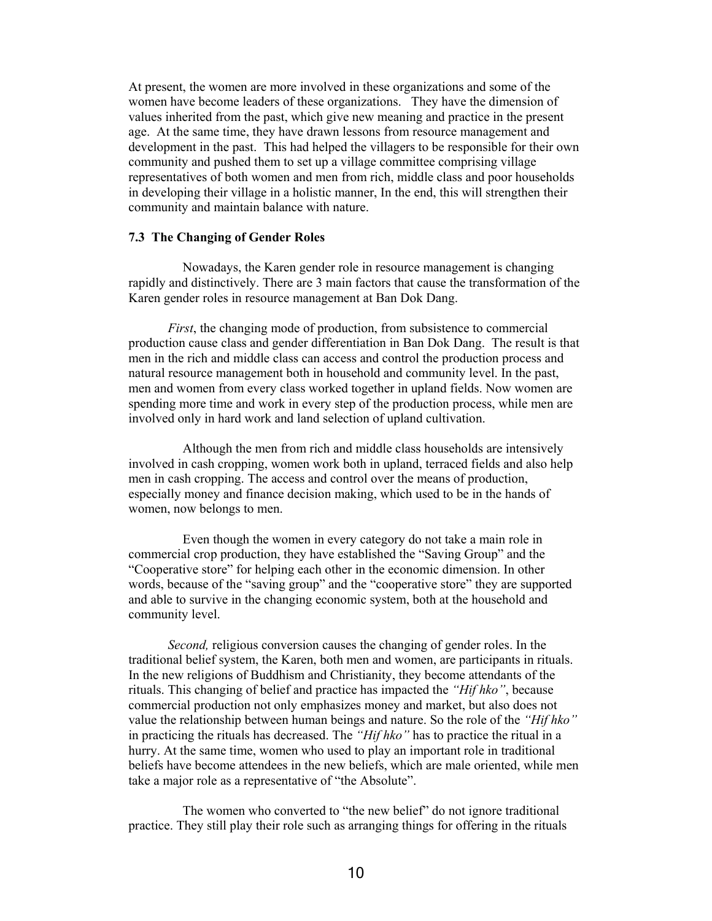At present, the women are more involved in these organizations and some of the women have become leaders of these organizations. They have the dimension of values inherited from the past, which give new meaning and practice in the present age. At the same time, they have drawn lessons from resource management and development in the past. This had helped the villagers to be responsible for their own community and pushed them to set up a village committee comprising village representatives of both women and men from rich, middle class and poor households in developing their village in a holistic manner, In the end, this will strengthen their community and maintain balance with nature.

### 7.3 The Changing of Gender Roles

Nowadays, the Karen gender role in resource management is changing rapidly and distinctively. There are 3 main factors that cause the transformation of the Karen gender roles in resource management at Ban Dok Dang.

*First*, the changing mode of production, from subsistence to commercial production cause class and gender differentiation in Ban Dok Dang. The result is that men in the rich and middle class can access and control the production process and natural resource management both in household and community level. In the past, men and women from every class worked together in upland fields. Now women are spending more time and work in every step of the production process, while men are involved only in hard work and land selection of upland cultivation.

Although the men from rich and middle class households are intensively involved in cash cropping, women work both in upland, terraced fields and also help men in cash cropping. The access and control over the means of production, especially money and finance decision making, which used to be in the hands of women, now belongs to men.

Even though the women in every category do not take a main role in commercial crop production, they have established the "Saving Group" and the "Cooperative store" for helping each other in the economic dimension. In other words, because of the "saving group" and the "cooperative store" they are supported and able to survive in the changing economic system, both at the household and community level.

*Second,* religious conversion causes the changing of gender roles. In the traditional belief system, the Karen, both men and women, are participants in rituals. In the new religions of Buddhism and Christianity, they become attendants of the rituals. This changing of belief and practice has impacted the *"Hif hko"*, because commercial production not only emphasizes money and market, but also does not value the relationship between human beings and nature. So the role of the *"Hif hko"* in practicing the rituals has decreased. The *"Hif hko"* has to practice the ritual in a hurry. At the same time, women who used to play an important role in traditional beliefs have become attendees in the new beliefs, which are male oriented, while men take a major role as a representative of "the Absolute".

The women who converted to "the new belief" do not ignore traditional practice. They still play their role such as arranging things for offering in the rituals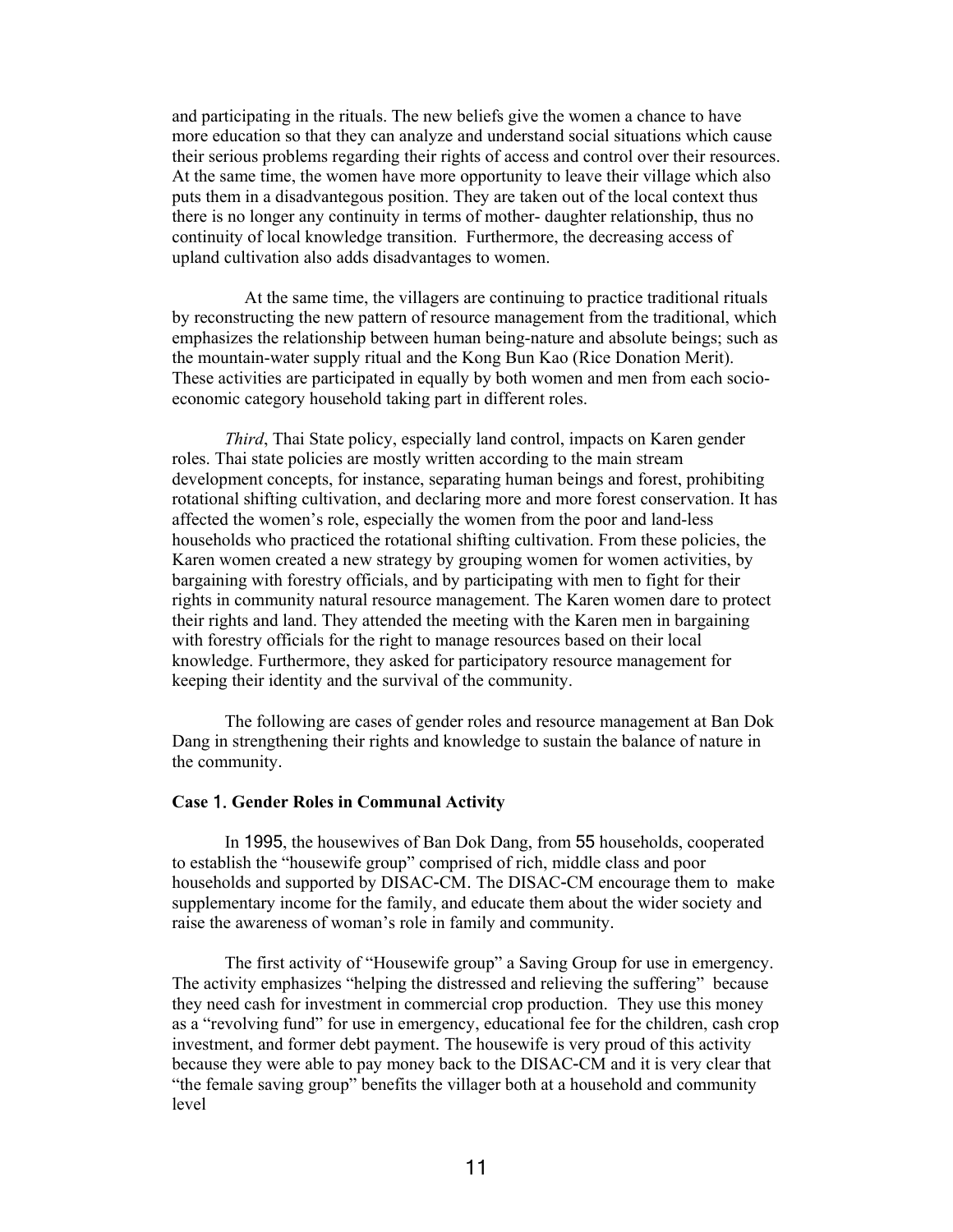and participating in the rituals. The new beliefs give the women a chance to have more education so that they can analyze and understand social situations which cause their serious problems regarding their rights of access and control over their resources. At the same time, the women have more opportunity to leave their village which also puts them in a disadvantegous position. They are taken out of the local context thus there is no longer any continuity in terms of mother- daughter relationship, thus no continuity of local knowledge transition. Furthermore, the decreasing access of upland cultivation also adds disadvantages to women.

At the same time, the villagers are continuing to practice traditional rituals by reconstructing the new pattern of resource management from the traditional, which emphasizes the relationship between human being-nature and absolute beings; such as the mountain-water supply ritual and the Kong Bun Kao (Rice Donation Merit). These activities are participated in equally by both women and men from each socio-economic category household taking part in different roles.

*Third*, Thai State policy, especially land control, impacts on Karen gender roles. Thai state policies are mostly written according to the main stream development concepts, for instance, separating human beings and forest, prohibiting rotational shifting cultivation, and declaring more and more forest conservation. It has affected the women's role, especially the women from the poor and land-less households who practiced the rotational shifting cultivation. From these policies, the Karen women created a new strategy by grouping women for women activities, by bargaining with forestry officials, and by participating with men to fight for their rights in community natural resource management. The Karen women dare to protect their rights and land. They attended the meeting with the Karen men in bargaining with forestry officials for the right to manage resources based on their local knowledge. Furthermore, they asked for participatory resource management for keeping their identity and the survival of the community.

The following are cases of gender roles and resource management at Ban Dok Dang in strengthening their rights and knowledge to sustain the balance of nature in the community.

**Case 1. Gender Roles in Communal Activity**

In 1995, the housewives of Ban Dok Dang, from 55 households, cooperated to establish the "housewife group" comprised of rich, middle class and poor households and supported by DISAC-CM. The DISAC-CM encourage them to make supplementary income for the family, and educate them about the wider society and raise the awareness of woman's role in family and community.

The first activity of "Housewife group" a Saving Group for use in emergency. The activity emphasizes "helping the distressed and relieving the suffering" because they need cash for investment in commercial crop production. They use this money as a "revolving fund" for use in emergency, educational fee for the children, cash crop investment, and former debt payment. The housewife is very proud of this activity because they were able to pay money back to the DISAC-CM and it is very clear that "the female saving group" benefits the villager both at a household and community level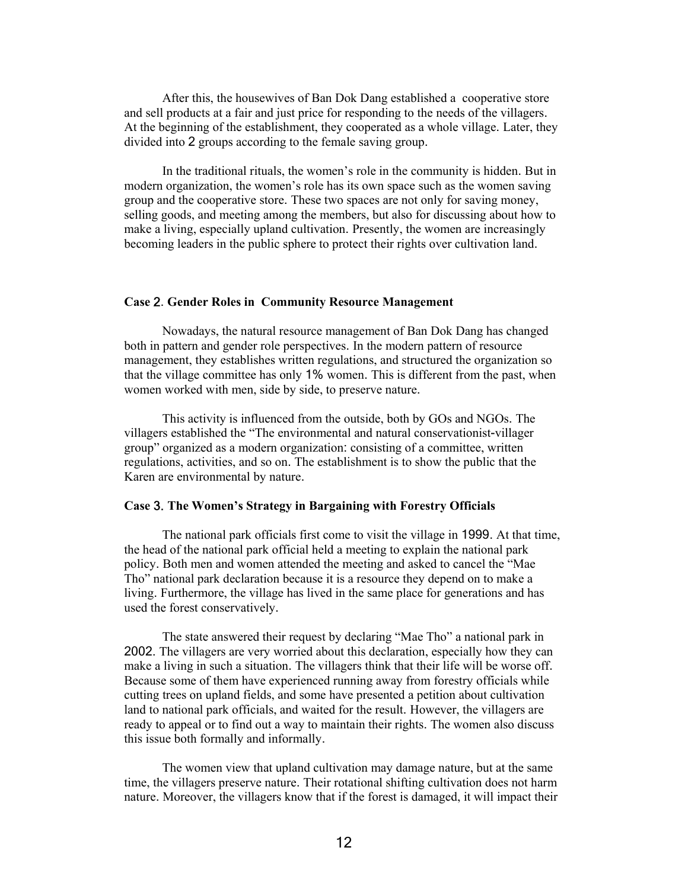After this, the housewives of Ban Dok Dang established a cooperative store and sell products at a fair and just price for responding to the needs of the villagers. At the beginning of the establishment, they cooperated as a whole village. Later, they divided into 2 groups according to the female saving group.

In the traditional rituals, the women's role in the community is hidden. But in modern organization, the women's role has its own space such as the women saving group and the cooperative store. These two spaces are not only for saving money, selling goods, and meeting among the members, but also for discussing about how to make a living, especially upland cultivation. Presently, the women are increasingly becoming leaders in the public sphere to protect their rights over cultivation land.

**Case 2. Gender Roles in Community Resource Management**

Nowadays, the natural resource management of Ban Dok Dang has changed both in pattern and gender role perspectives. In the modern pattern of resource management, they establishes written regulations, and structured the organization so that the village committee has only 1% women. This is different from the past, when women worked with men, side by side, to preserve nature.

This activity is influenced from the outside, both by GOs and NGOs. The villagers established the "The environmental and natural conservationist-villager group" organized as a modern organization: consisting of a committee, written regulations, activities, and so on. The establishment is to show the public that the Karen are environmental by nature.

**Case 3. The Women's Strategy in Bargaining with Forestry Officials**

The national park officials first come to visit the village in 1999. At that time, the head of the national park official held a meeting to explain the national park policy. Both men and women attended the meeting and asked to cancel the "Mae Tho" national park declaration because it is a resource they depend on to make a living. Furthermore, the village has lived in the same place for generations and has used the forest conservatively.

The state answered their request by declaring "Mae Tho" a national park in 2002. The villagers are very worried about this declaration, especially how they can make a living in such a situation. The villagers think that their life will be worse off. Because some of them have experienced running away from forestry officials while cutting trees on upland fields, and some have presented a petition about cultivation land to national park officials, and waited for the result. However, the villagers are ready to appeal or to find out a way to maintain their rights. The women also discuss this issue both formally and informally.

The women view that upland cultivation may damage nature, but at the same time, the villagers preserve nature. Their rotational shifting cultivation does not harm nature. Moreover, the villagers know that if the forest is damaged, it will impact their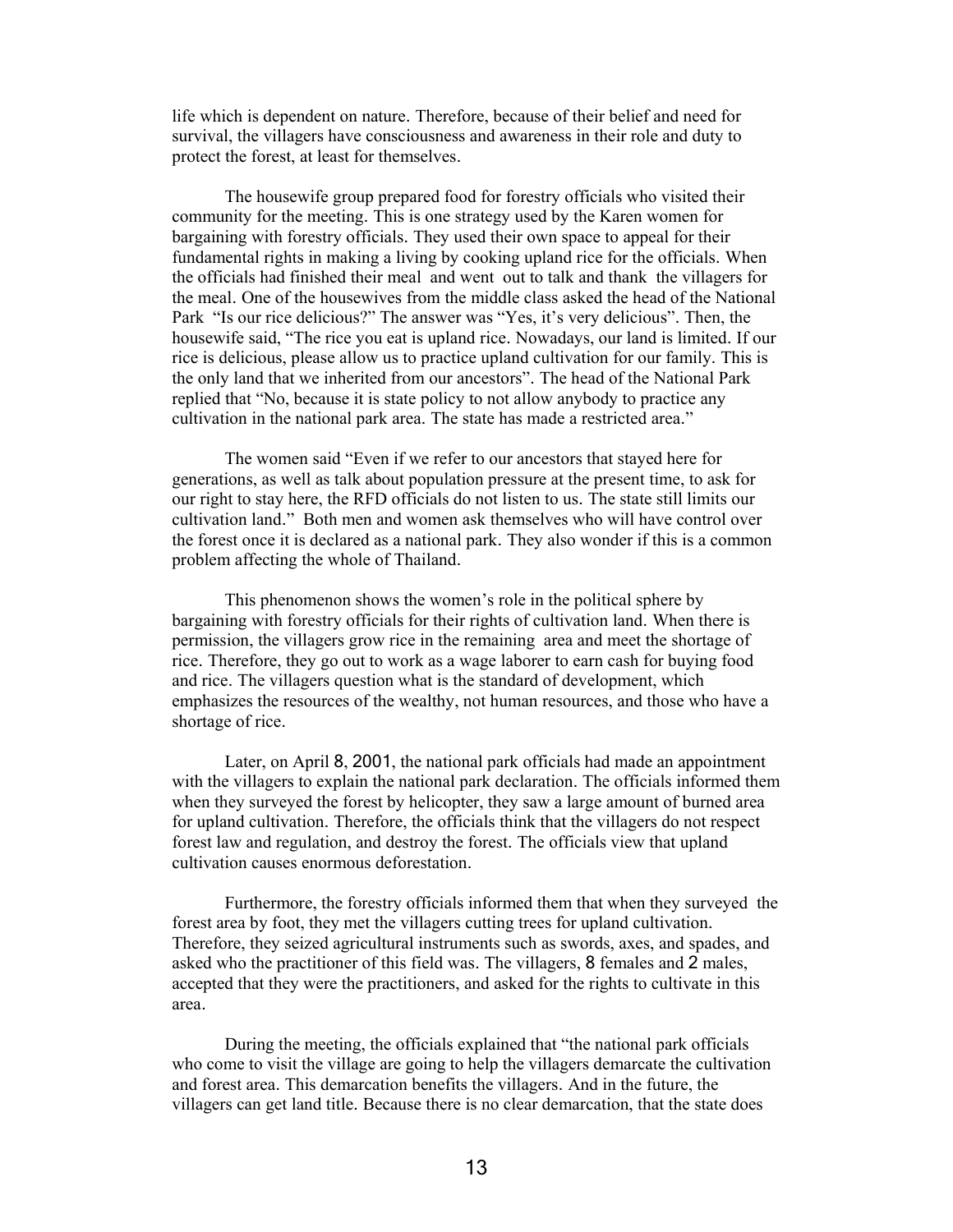life which is dependent on nature. Therefore, because of their belief and need for survival, the villagers have consciousness and awareness in their role and duty to protect the forest, at least for themselves.

The housewife group prepared food for forestry officials who visited their community for the meeting. This is one strategy used by the Karen women for bargaining with forestry officials. They used their own space to appeal for their fundamental rights in making a living by cooking upland rice for the officials. When the officials had finished their meal and went out to talk and thank the villagers for the meal. One of the housewives from the middle class asked the head of the National Park "Is our rice delicious?" The answer was "Yes, it's very delicious". Then, the housewife said, "The rice you eat is upland rice. Nowadays, our land is limited. If our rice is delicious, please allow us to practice upland cultivation for our family. This is the only land that we inherited from our ancestors". The head of the National Park replied that "No, because it is state policy to not allow anybody to practice any cultivation in the national park area. The state has made a restricted area."

The women said "Even if we refer to our ancestors that stayed here for generations, as well as talk about population pressure at the present time, to ask for our right to stay here, the RFD officials do not listen to us. The state still limits our cultivation land." Both men and women ask themselves who will have control over the forest once it is declared as a national park. They also wonder if this is a common problem affecting the whole of Thailand.

This phenomenon shows the women's role in the political sphere by bargaining with forestry officials for their rights of cultivation land. When there is permission, the villagers grow rice in the remaining area and meet the shortage of rice. Therefore, they go out to work as a wage laborer to earn cash for buying food and rice. The villagers question what is the standard of development, which emphasizes the resources of the wealthy, not human resources, and those who have a shortage of rice.

Later, on April 8, 2001, the national park officials had made an appointment with the villagers to explain the national park declaration. The officials informed them when they surveyed the forest by helicopter, they saw a large amount of burned area for upland cultivation. Therefore, the officials think that the villagers do not respect forest law and regulation, and destroy the forest. The officials view that upland cultivation causes enormous deforestation.

Furthermore, the forestry officials informed them that when they surveyed the forest area by foot, they met the villagers cutting trees for upland cultivation. Therefore, they seized agricultural instruments such as swords, axes, and spades, and asked who the practitioner of this field was. The villagers, 8 females and 2 males, accepted that they were the practitioners, and asked for the rights to cultivate in this area.

During the meeting, the officials explained that "the national park officials who come to visit the village are going to help the villagers demarcate the cultivation and forest area. This demarcation benefits the villagers. And in the future, the villagers can get land title. Because there is no clear demarcation, that the state does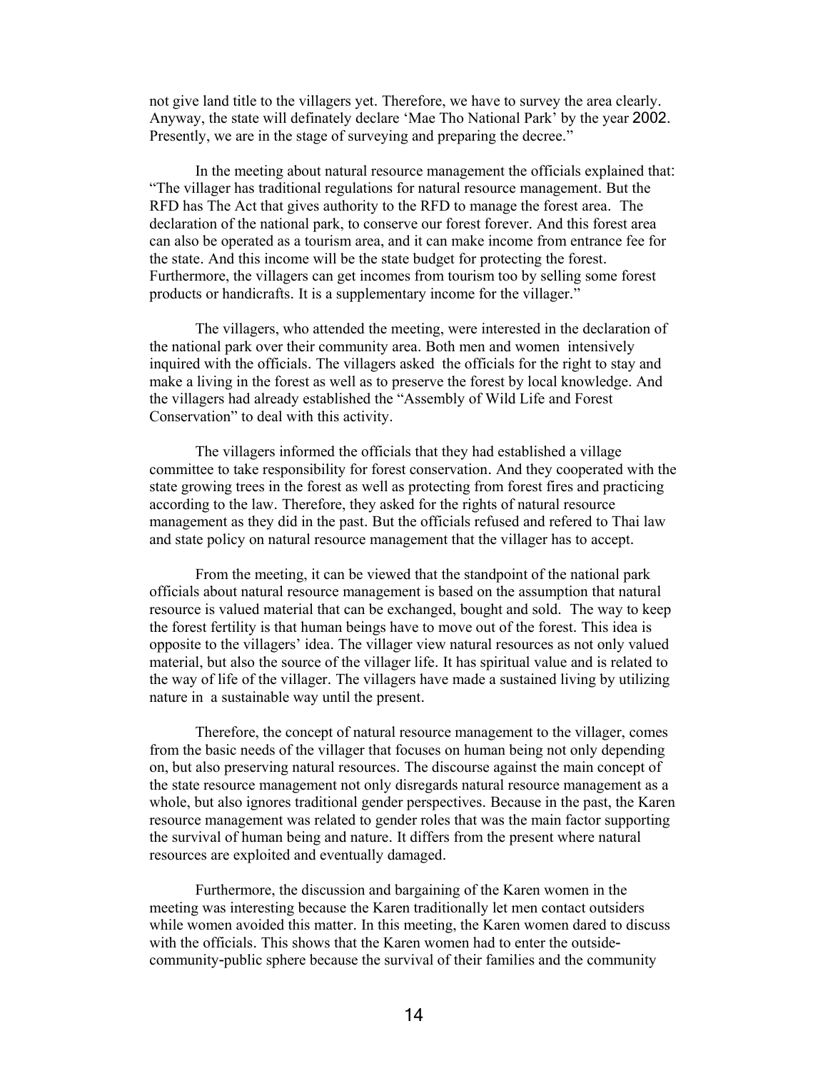not give land title to the villagers yet. Therefore, we have to survey the area clearly. Anyway, the state will definately declare 'Mae Tho National Park' by the year 2002. Presently, we are in the stage of surveying and preparing the decree."

In the meeting about natural resource management the officials explained that: "The villager has traditional regulations for natural resource management. But the RFD has The Act that gives authority to the RFD to manage the forest area. The declaration of the national park, to conserve our forest forever. And this forest area can also be operated as a tourism area, and it can make income from entrance fee for the state. And this income will be the state budget for protecting the forest. Furthermore, the villagers can get incomes from tourism too by selling some forest products or handicrafts. It is a supplementary income for the villager."

The villagers, who attended the meeting, were interested in the declaration of the national park over their community area. Both men and women intensively inquired with the officials. The villagers asked the officials for the right to stay and make a living in the forest as well as to preserve the forest by local knowledge. And the villagers had already established the "Assembly of Wild Life and Forest Conservation" to deal with this activity.

The villagers informed the officials that they had established a village committee to take responsibility for forest conservation. And they cooperated with the state growing trees in the forest as well as protecting from forest fires and practicing according to the law. Therefore, they asked for the rights of natural resource management as they did in the past. But the officials refused and refered to Thai law and state policy on natural resource management that the villager has to accept.

From the meeting, it can be viewed that the standpoint of the national park officials about natural resource management is based on the assumption that natural resource is valued material that can be exchanged, bought and sold. The way to keep the forest fertility is that human beings have to move out of the forest. This idea is opposite to the villagers' idea. The villager view natural resources as not only valued material, but also the source of the villager life. It has spiritual value and is related to the way of life of the villager. The villagers have made a sustained living by utilizing nature in a sustainable way until the present.

Therefore, the concept of natural resource management to the villager, comes from the basic needs of the villager that focuses on human being not only depending on, but also preserving natural resources. The discourse against the main concept of the state resource management not only disregards natural resource management as a whole, but also ignores traditional gender perspectives. Because in the past, the Karen resource management was related to gender roles that was the main factor supporting the survival of human being and nature. It differs from the present where natural resources are exploited and eventually damaged.

Furthermore, the discussion and bargaining of the Karen women in the meeting was interesting because the Karen traditionally let men contact outsiders while women avoided this matter. In this meeting, the Karen women dared to discuss with the officials. This shows that the Karen women had to enter the outside-community-public sphere because the survival of their families and the community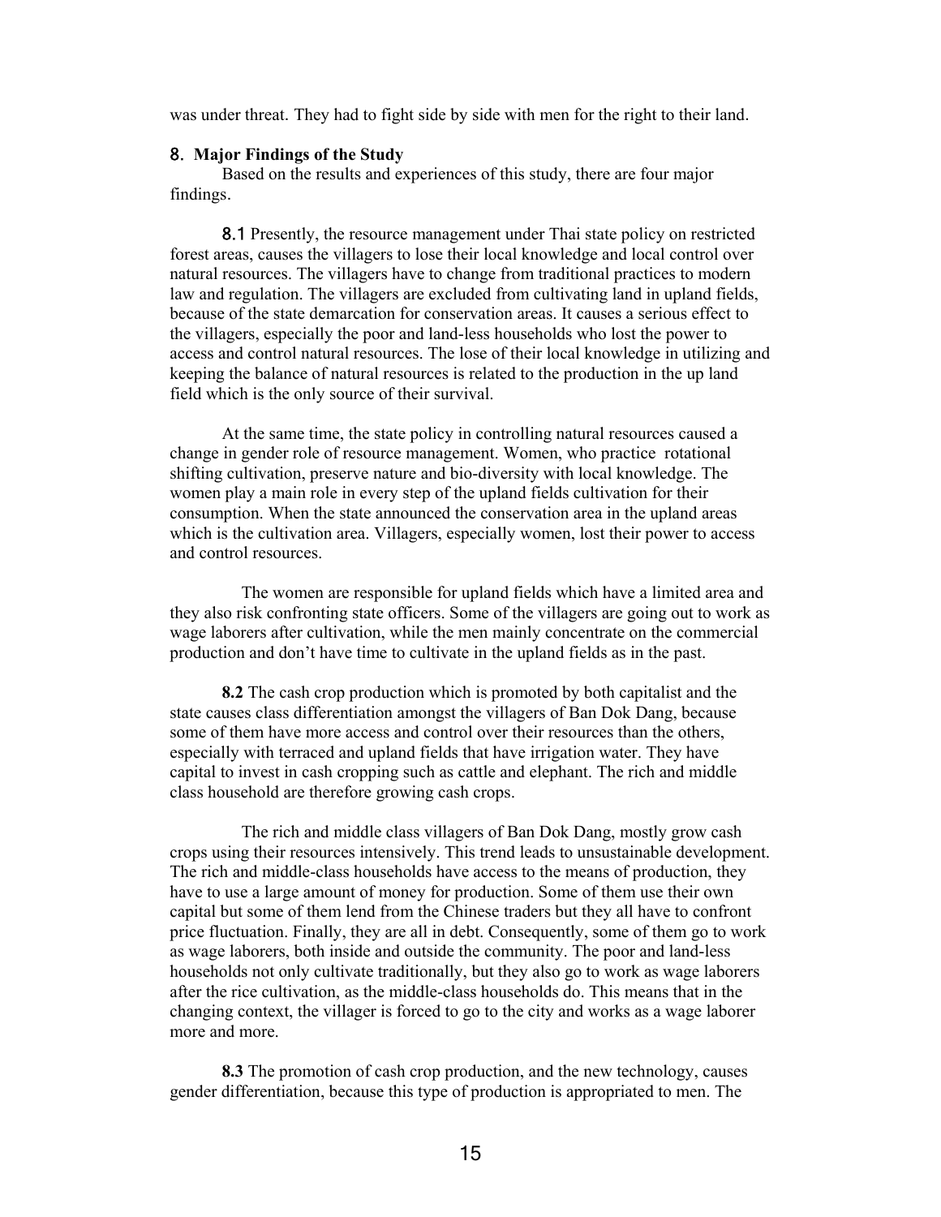was under threat. They had to fight side by side with men for the right to their land.

### 8. Major Findings of the Study

Based on the results and experiences of this study, there are four major findings.

8.1 Presently, the resource management under Thai state policy on restricted forest areas, causes the villagers to lose their local knowledge and local control over natural resources. The villagers have to change from traditional practices to modern law and regulation. The villagers are excluded from cultivating land in upland fields, because of the state demarcation for conservation areas. It causes a serious effect to the villagers, especially the poor and land-less households who lost the power to access and control natural resources. The lose of their local knowledge in utilizing and keeping the balance of natural resources is related to the production in the up land field which is the only source of their survival.

At the same time, the state policy in controlling natural resources caused a change in gender role of resource management. Women, who practice rotational shifting cultivation, preserve nature and bio-diversity with local knowledge. The women play a main role in every step of the upland fields cultivation for their consumption. When the state announced the conservation area in the upland areas which is the cultivation area. Villagers, especially women, lost their power to access and control resources.

The women are responsible for upland fields which have a limited area and they also risk confronting state officers. Some of the villagers are going out to work as wage laborers after cultivation, while the men mainly concentrate on the commercial production and don't have time to cultivate in the upland fields as in the past.

**8.2** The cash crop production which is promoted by both capitalist and the state causes class differentiation amongst the villagers of Ban Dok Dang, because some of them have more access and control over their resources than the others, especially with terraced and upland fields that have irrigation water. They have capital to invest in cash cropping such as cattle and elephant. The rich and middle class household are therefore growing cash crops.

The rich and middle class villagers of Ban Dok Dang, mostly grow cash crops using their resources intensively. This trend leads to unsustainable development. The rich and middle-class households have access to the means of production, they have to use a large amount of money for production. Some of them use their own capital but some of them lend from the Chinese traders but they all have to confront price fluctuation. Finally, they are all in debt. Consequently, some of them go to work as wage laborers, both inside and outside the community. The poor and land-less households not only cultivate traditionally, but they also go to work as wage laborers after the rice cultivation, as the middle-class households do. This means that in the changing context, the villager is forced to go to the city and works as a wage laborer more and more.

**8.3** The promotion of cash crop production, and the new technology, causes gender differentiation, because this type of production is appropriated to men. The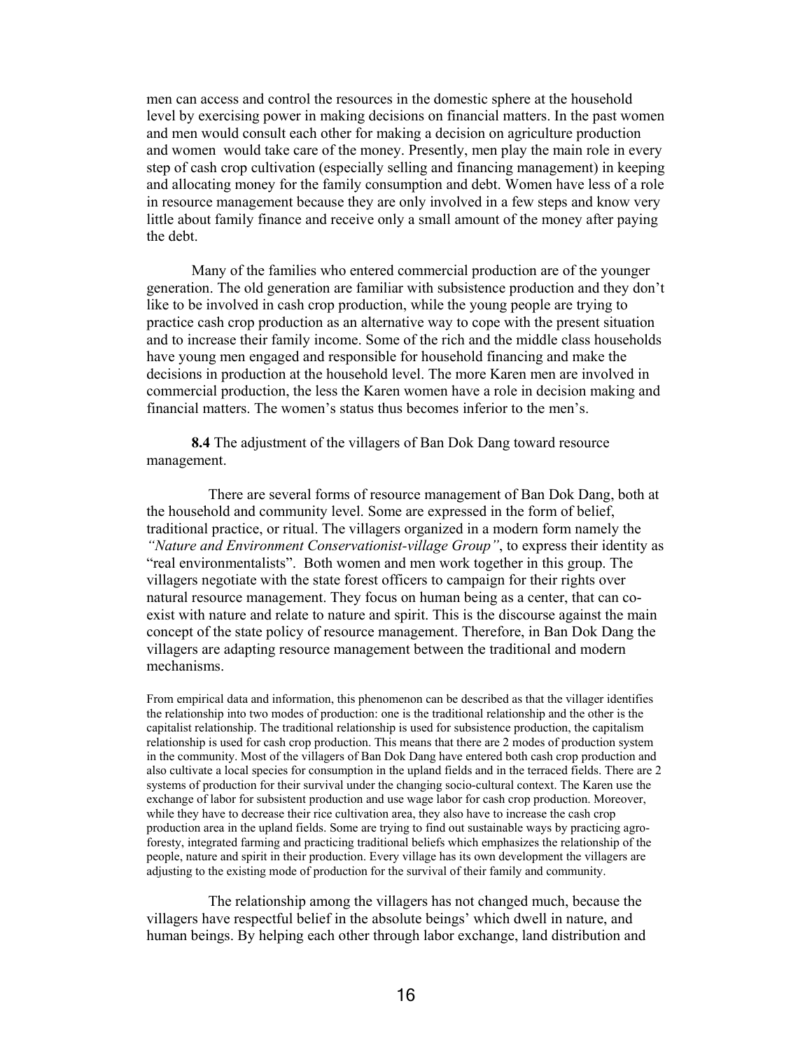men can access and control the resources in the domestic sphere at the household level by exercising power in making decisions on financial matters. In the past women and men would consult each other for making a decision on agriculture production and women would take care of the money. Presently, men play the main role in every step of cash crop cultivation (especially selling and financing management) in keeping and allocating money for the family consumption and debt. Women have less of a role in resource management because they are only involved in a few steps and know very little about family finance and receive only a small amount of the money after paying the debt.

Many of the families who entered commercial production are of the younger generation. The old generation are familiar with subsistence production and they don't like to be involved in cash crop production, while the young people are trying to practice cash crop production as an alternative way to cope with the present situation and to increase their family income. Some of the rich and the middle class households have young men engaged and responsible for household financing and make the decisions in production at the household level. The more Karen men are involved in commercial production, the less the Karen women have a role in decision making and financial matters. The women's status thus becomes inferior to the men's.

**8.4** The adjustment of the villagers of Ban Dok Dang toward resource management.

There are several forms of resource management of Ban Dok Dang, both at the household and community level. Some are expressed in the form of belief, traditional practice, or ritual. The villagers organized in a modern form namely the *"Nature and Environment Conservationist-village Group"*, to express their identity as "real environmentalists". Both women and men work together in this group. The villagers negotiate with the state forest officers to campaign for their rights over natural resource management. They focus on human being as a center, that can co-exist with nature and relate to nature and spirit. This is the discourse against the main concept of the state policy of resource management. Therefore, in Ban Dok Dang the villagers are adapting resource management between the traditional and modern mechanisms.

From empirical data and information, this phenomenon can be described as that the villager identifies the relationship into two modes of production: one is the traditional relationship and the other is the capitalist relationship. The traditional relationship is used for subsistence production, the capitalism relationship is used for cash crop production. This means that there are 2 modes of production system in the community. Most of the villagers of Ban Dok Dang have entered both cash crop production and also cultivate a local species for consumption in the upland fields and in the terraced fields. There are 2 systems of production for their survival under the changing socio-cultural context. The Karen use the exchange of labor for subsistent production and use wage labor for cash crop production. Moreover, while they have to decrease their rice cultivation area, they also have to increase the cash crop production area in the upland fields. Some are trying to find out sustainable ways by practicing agro-foresty, integrated farming and practicing traditional beliefs which emphasizes the relationship of the people, nature and spirit in their production. Every village has its own development the villagers are adjusting to the existing mode of production for the survival of their family and community.

The relationship among the villagers has not changed much, because the villagers have respectful belief in the absolute beings' which dwell in nature, and human beings. By helping each other through labor exchange, land distribution and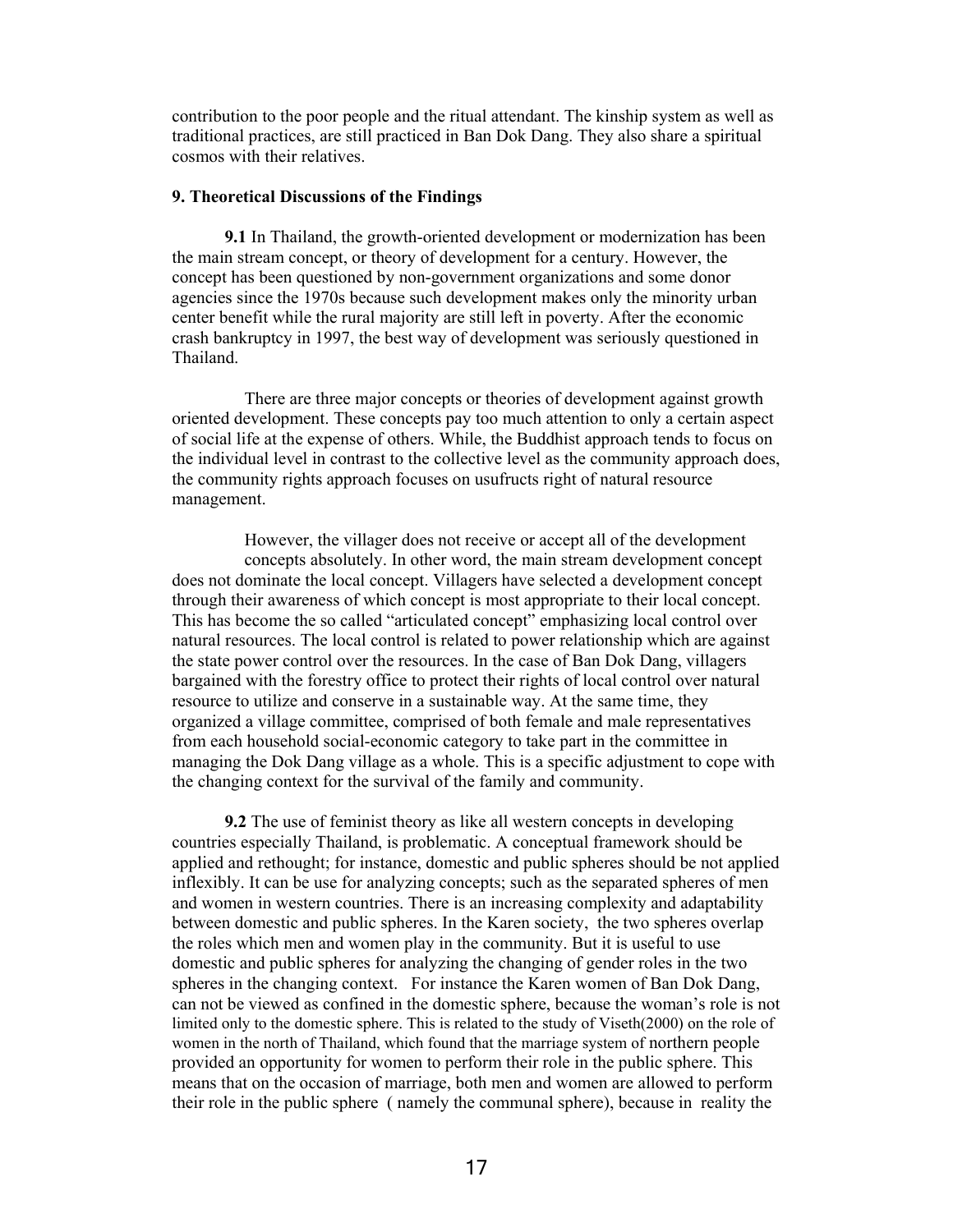contribution to the poor people and the ritual attendant. The kinship system as well as traditional practices, are still practiced in Ban Dok Dang. They also share a spiritual cosmos with their relatives.

## 9. Theoretical Discussions of the Findings

**9.1** In Thailand, the growth-oriented development or modernization has been the main stream concept, or theory of development for a century. However, the concept has been questioned by non-government organizations and some donor agencies since the 1970s because such development makes only the minority urban center benefit while the rural majority are still left in poverty. After the economic crash bankruptcy in 1997, the best way of development was seriously questioned in Thailand.

There are three major concepts or theories of development against growth oriented development. These concepts pay too much attention to only a certain aspect of social life at the expense of others. While, the Buddhist approach tends to focus on the individual level in contrast to the collective level as the community approach does, the community rights approach focuses on usufructs right of natural resource management.

However, the villager does not receive or accept all of the development concepts absolutely. In other word, the main stream development concept does not dominate the local concept. Villagers have selected a development concept through their awareness of which concept is most appropriate to their local concept. This has become the so called "articulated concept" emphasizing local control over natural resources. The local control is related to power relationship which are against the state power control over the resources. In the case of Ban Dok Dang, villagers bargained with the forestry office to protect their rights of local control over natural resource to utilize and conserve in a sustainable way. At the same time, they organized a village committee, comprised of both female and male representatives from each household social-economic category to take part in the committee in managing the Dok Dang village as a whole. This is a specific adjustment to cope with the changing context for the survival of the family and community.

**9.2** The use of feminist theory as like all western concepts in developing countries especially Thailand, is problematic. A conceptual framework should be applied and rethought; for instance, domestic and public spheres should be not applied inflexibly. It can be use for analyzing concepts; such as the separated spheres of men and women in western countries. There is an increasing complexity and adaptability between domestic and public spheres. In the Karen society, the two spheres overlap the roles which men and women play in the community. But it is useful to use domestic and public spheres for analyzing the changing of gender roles in the two spheres in the changing context. For instance the Karen women of Ban Dok Dang, can not be viewed as confined in the domestic sphere, because the woman's role is not limited only to the domestic sphere. This is related to the study of Viseth(2000) on the role of women in the north of Thailand, which found that the marriage system of northern people provided an opportunity for women to perform their role in the public sphere. This means that on the occasion of marriage, both men and women are allowed to perform their role in the public sphere ( namely the communal sphere), because in reality the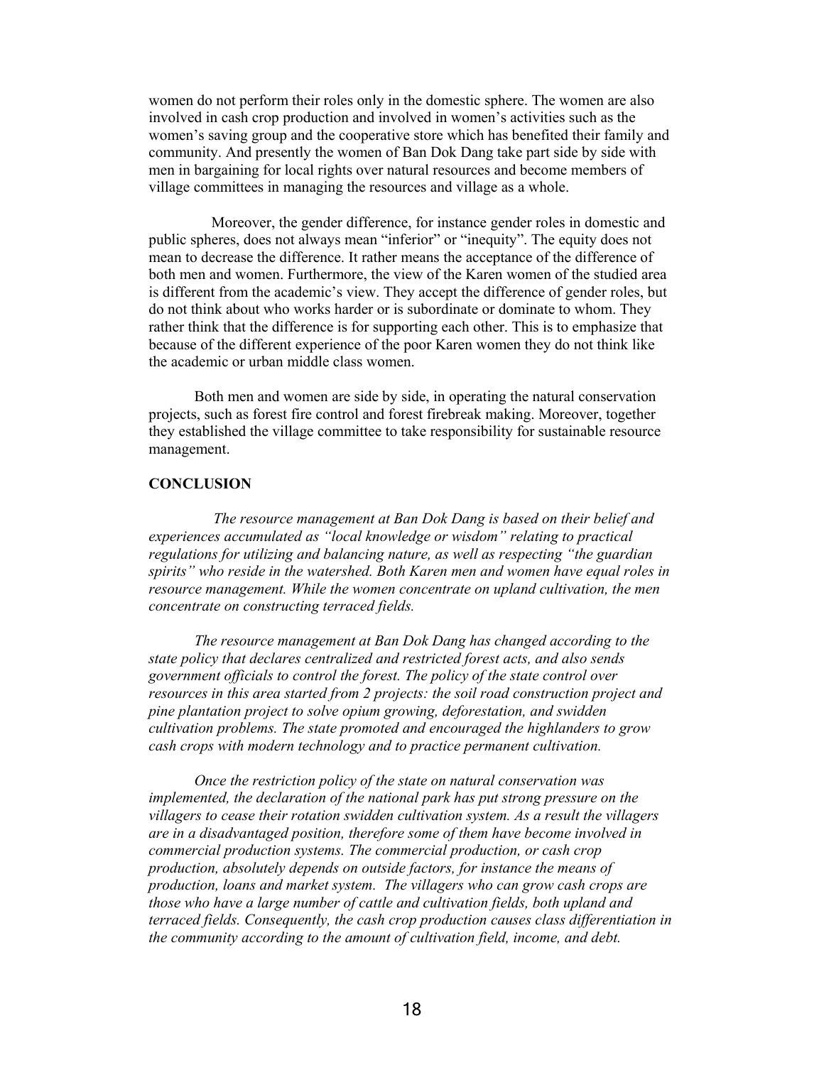women do not perform their roles only in the domestic sphere. The women are also involved in cash crop production and involved in women's activities such as the women's saving group and the cooperative store which has benefited their family and community. And presently the women of Ban Dok Dang take part side by side with men in bargaining for local rights over natural resources and become members of village committees in managing the resources and village as a whole.

Moreover, the gender difference, for instance gender roles in domestic and public spheres, does not always mean "inferior" or "inequity". The equity does not mean to decrease the difference. It rather means the acceptance of the difference of both men and women. Furthermore, the view of the Karen women of the studied area is different from the academic's view. They accept the difference of gender roles, but do not think about who works harder or is subordinate or dominate to whom. They rather think that the difference is for supporting each other. This is to emphasize that because of the different experience of the poor Karen women they do not think like the academic or urban middle class women.

Both men and women are side by side, in operating the natural conservation projects, such as forest fire control and forest firebreak making. Moreover, together they established the village committee to take responsibility for sustainable resource management.

**CONCLUSION**

*The resource management at Ban Dok Dang is based on their belief and experiences accumulated as "local knowledge or wisdom" relating to practical regulations for utilizing and balancing nature, as well as respecting "the guardian spirits" who reside in the watershed. Both Karen men and women have equal roles in resource management. While the women concentrate on upland cultivation, the men concentrate on constructing terraced fields.*

*The resource management at Ban Dok Dang has changed according to the state policy that declares centralized and restricted forest acts, and also sends government officials to control the forest. The policy of the state control over resources in this area started from 2 projects: the soil road construction project and pine plantation project to solve opium growing, deforestation, and swidden cultivation problems. The state promoted and encouraged the highlanders to grow cash crops with modern technology and to practice permanent cultivation.*

*Once the restriction policy of the state on natural conservation was implemented, the declaration of the national park has put strong pressure on the villagers to cease their rotation swidden cultivation system. As a result the villagers are in a disadvantaged position, therefore some of them have become involved in commercial production systems. The commercial production, or cash crop production, absolutely depends on outside factors, for instance the means of production, loans and market system. The villagers who can grow cash crops are those who have a large number of cattle and cultivation fields, both upland and terraced fields. Consequently, the cash crop production causes class differentiation in the community according to the amount of cultivation field, income, and debt.*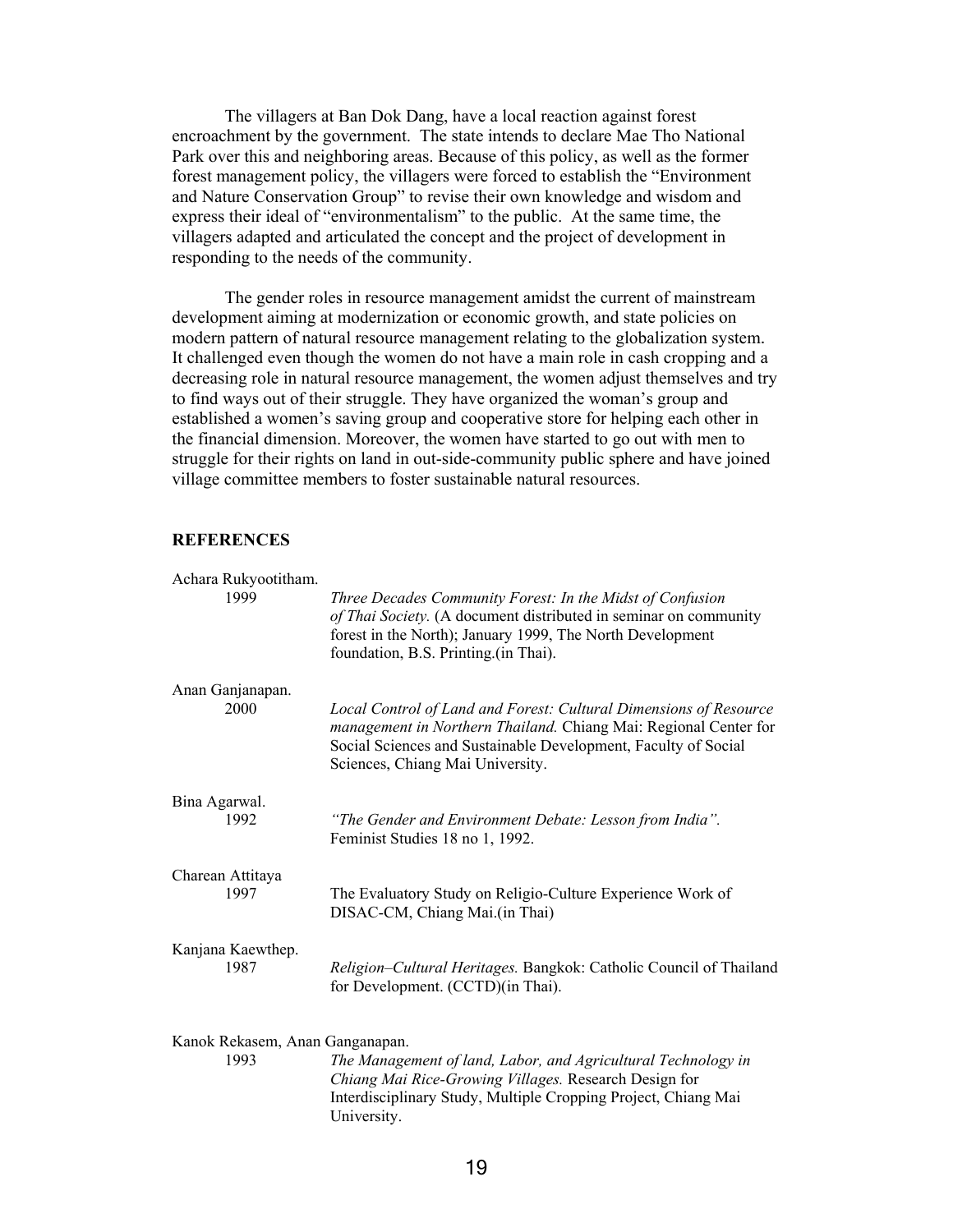The villagers at Ban Dok Dang, have a local reaction against forest encroachment by the government. The state intends to declare Mae Tho National Park over this and neighboring areas. Because of this policy, as well as the former forest management policy, the villagers were forced to establish the "Environment and Nature Conservation Group" to revise their own knowledge and wisdom and express their ideal of "environmentalism" to the public. At the same time, the villagers adapted and articulated the concept and the project of development in responding to the needs of the community.

The gender roles in resource management amidst the current of mainstream development aiming at modernization or economic growth, and state policies on modern pattern of natural resource management relating to the globalization system. It challenged even though the women do not have a main role in cash cropping and a decreasing role in natural resource management, the women adjust themselves and try to find ways out of their struggle. They have organized the woman's group and established a women's saving group and cooperative store for helping each other in the financial dimension. Moreover, the women have started to go out with men to struggle for their rights on land in out-side-community public sphere and have joined village committee members to foster sustainable natural resources.

## REFERENCES

Achara Rukyootitham.
1999 *Three Decades Community Forest: In the Midst of Confusion of Thai Society.* (A document distributed in seminar on community forest in the North); January 1999, The North Development foundation, B.S. Printing.(in Thai).

Anan Ganjanapan.
2000 *Local Control of Land and Forest: Cultural Dimensions of Resource management in Northern Thailand.* Chiang Mai: Regional Center for Social Sciences and Sustainable Development, Faculty of Social Sciences, Chiang Mai University.

Bina Agarwal.
1992 *"The Gender and Environment Debate: Lesson from India".* Feminist Studies 18 no 1, 1992.

Charean Attitaya
1997 The Evaluatory Study on Religio-Culture Experience Work of DISAC-CM, Chiang Mai.(in Thai)

Kanjana Kaewthep.
1987 *Religion–Cultural Heritages.* Bangkok: Catholic Council of Thailand for Development. (CCTD)(in Thai).

Kanok Rekasem, Anan Ganganapan.
1993 *The Management of land, Labor, and Agricultural Technology in Chiang Mai Rice-Growing Villages.* Research Design for Interdisciplinary Study, Multiple Cropping Project, Chiang Mai University.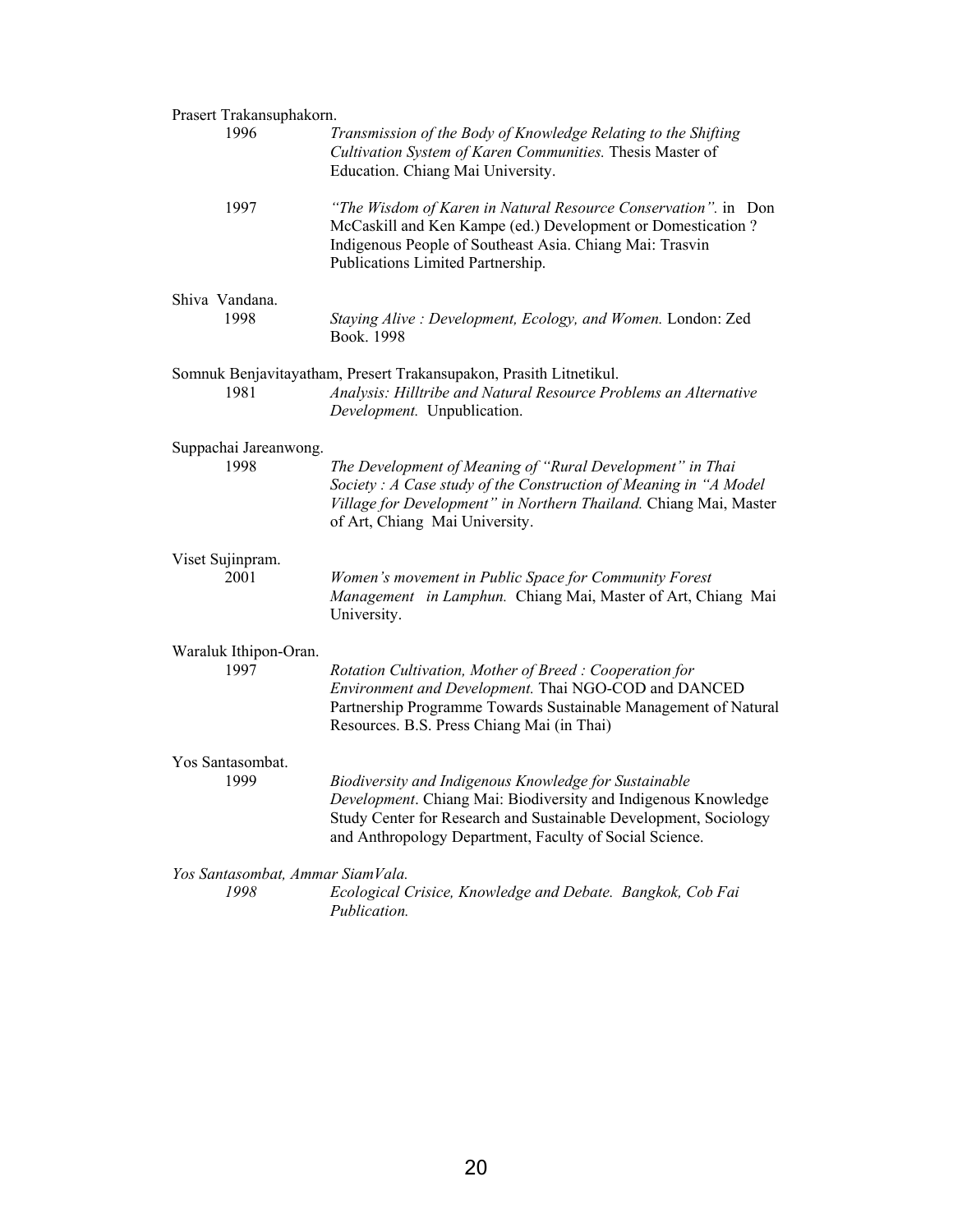Prasert Trakansuphakorn.

1996 *Transmission of the Body of Knowledge Relating to the Shifting Cultivation System of Karen Communities.* Thesis Master of Education. Chiang Mai University.

1997 *"The Wisdom of Karen in Natural Resource Conservation".* in Don McCaskill and Ken Kampe (ed.) Development or Domestication ? Indigenous People of Southeast Asia. Chiang Mai: Trasvin Publications Limited Partnership.

Shiva Vandana.

1998 *Staying Alive : Development, Ecology, and Women.* London: Zed Book. 1998

Somnuk Benjavitayatham, Presert Trakansupakon, Prasith Litnetikul.

1981 *Analysis: Hilltribe and Natural Resource Problems an Alternative Development.* Unpublication.

Suppachai Jareanwong.

1998 *The Development of Meaning of "Rural Development" in Thai Society : A Case study of the Construction of Meaning in "A Model Village for Development" in Northern Thailand.* Chiang Mai, Master of Art, Chiang Mai University.

Viset Sujinpram.

2001 *Women's movement in Public Space for Community Forest Management in Lamphun.* Chiang Mai, Master of Art, Chiang Mai University.

Waraluk Ithipon-Oran.

1997 *Rotation Cultivation, Mother of Breed : Cooperation for Environment and Development.* Thai NGO-COD and DANCED Partnership Programme Towards Sustainable Management of Natural Resources. B.S. Press Chiang Mai (in Thai)

Yos Santasombat.

1999 *Biodiversity and Indigenous Knowledge for Sustainable Development*. Chiang Mai: Biodiversity and Indigenous Knowledge Study Center for Research and Sustainable Development, Sociology and Anthropology Department, Faculty of Social Science.

*Yos Santasombat, Ammar SiamVala.*

*1998 Ecological Crisice, Knowledge and Debate. Bangkok, Cob Fai Publication.*